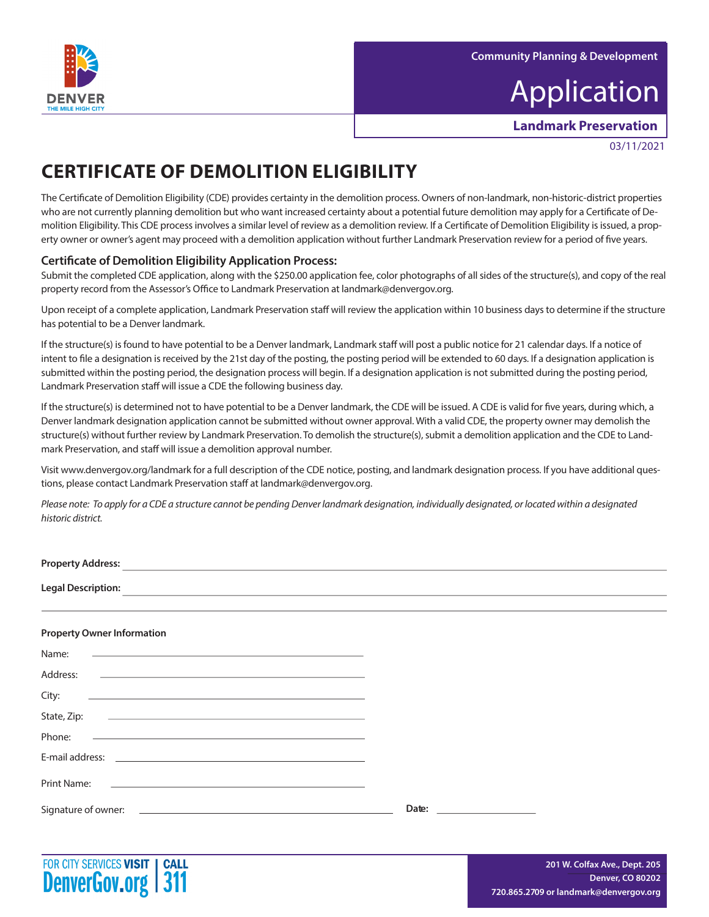Community Planning & Development

# Application

**Landmark Preservation**

03/11/2021

## CERTIFICATE OF DEMOLITION ELIGIBILITY

The Certificate of Demolition Eligibility (CDE) provides certainty in the demolition process. Owners of non-landmark, non-historic-district properties who are not currently planning demolition but who want increased certainty about a potential future demolition may apply for a Certificate of Demolition Eligibility. This CDE process involves a similar level of review as a demolition review. If a Certificate of Demolition Eligibility is issued, a property owner or owner's agent may proceed with a demolition application without further Landmark Preservation review for a period of five years.

### Certificate of Demolition Eligibility Application Process:

Submit the completed CDE application, along with the $250.00 application fee, color photographs of all sides of the structure(s), and copy of the real property record from the Assessor's Office to Landmark Preservation at landmark@denvergov.org.

Upon receipt of a complete application, Landmark Preservation staff will review the application within 10 business days to determine if the structure has potential to be a Denver landmark.

If the structure(s) is found to have potential to be a Denver landmark, Landmark staff will post a public notice for 21 calendar days. If a notice of intent to file a designation is received by the 21st day of the posting, the posting period will be extended to 60 days. If a designation application is submitted within the posting period, the designation process will begin. If a designation application is not submitted during the posting period, Landmark Preservation staff will issue a CDE the following business day.

If the structure(s) is determined not to have potential to be a Denver landmark, the CDE will be issued. A CDE is valid for five years, during which, a Denver landmark designation application cannot be submitted without owner approval. With a valid CDE, the property owner may demolish the structure(s) without further review by Landmark Preservation. To demolish the structure(s), submit a demolition application and the CDE to Landmark Preservation, and staff will issue a demolition approval number.

Visit www.denvergov.org/landmark for a full description of the CDE notice, posting, and landmark designation process. If you have additional questions, please contact Landmark Preservation staff at landmark@denvergov.org.

*Please note: To apply for a CDE a structure cannot be pending Denver landmark designation, individually designated, or located within a designated historic district.*

**Property Address:** ____________________

**Legal Description:** ____________________

**Property Owner Information**

Name: ____________________

Address: ____________________

City: ____________________

State, Zip: ____________________

Phone: ____________________

E-mail address: ____________________

Print Name: ____________________

Signature of owner: ____________________ **Date:** ____________

FOR CITY SERVICES VISIT DenverGov.org | CALL 311

201 W. Colfax Ave., Dept. 205
Denver, CO 80202
720.865.2709 or landmark@denvergov.org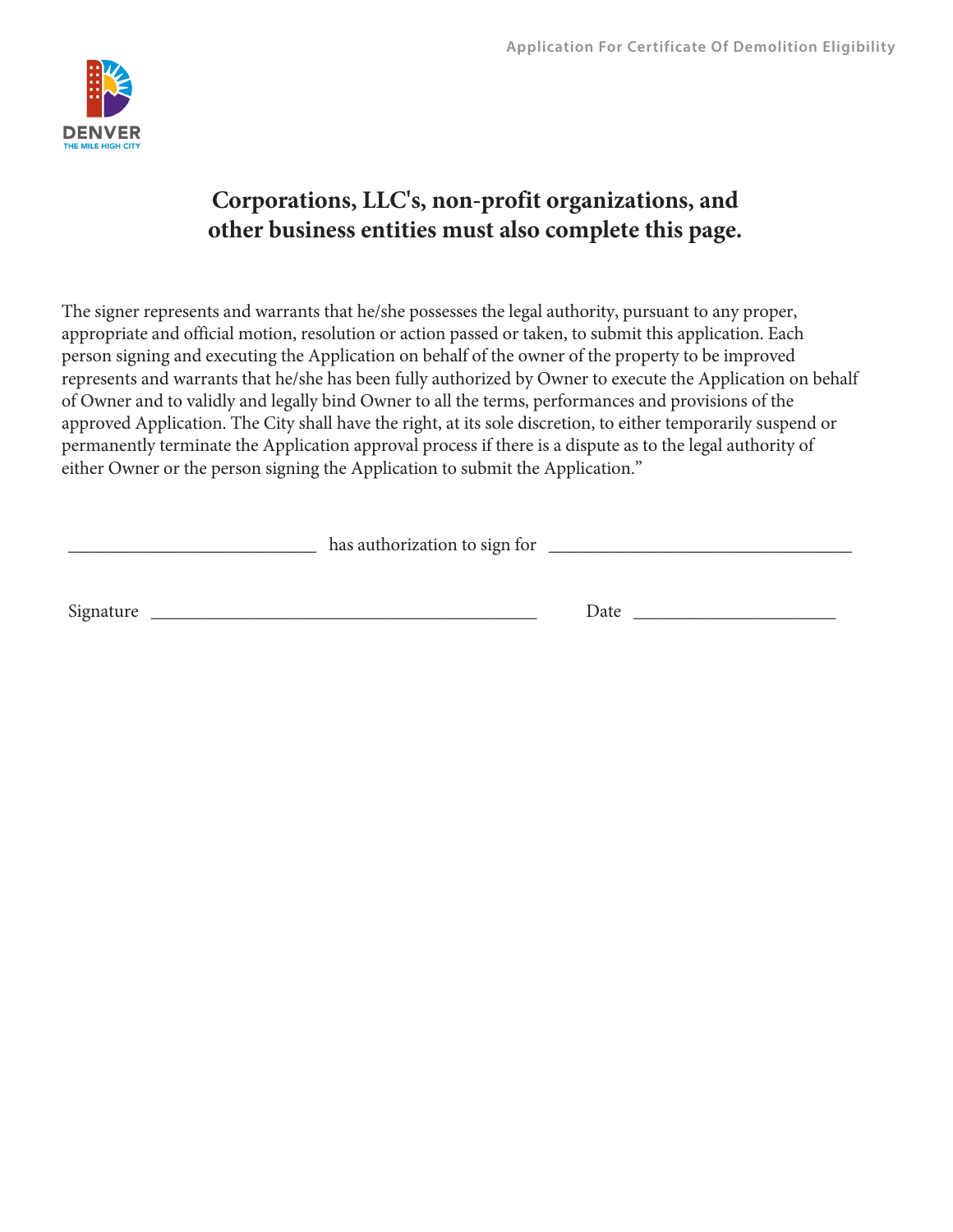## Corporations, LLC's, non-profit organizations, and other business entities must also complete this page.

The signer represents and warrants that he/she possesses the legal authority, pursuant to any proper, appropriate and official motion, resolution or action passed or taken, to submit this application. Each person signing and executing the Application on behalf of the owner of the property to be improved represents and warrants that he/she has been fully authorized by Owner to execute the Application on behalf of Owner and to validly and legally bind Owner to all the terms, performances and provisions of the approved Application. The City shall have the right, at its sole discretion, to either temporarily suspend or permanently terminate the Application approval process if there is a dispute as to the legal authority of either Owner or the person signing the Application to submit the Application."

____________________________ has authorization to sign for __________________________________

Signature ____________________________________________ Date ______________________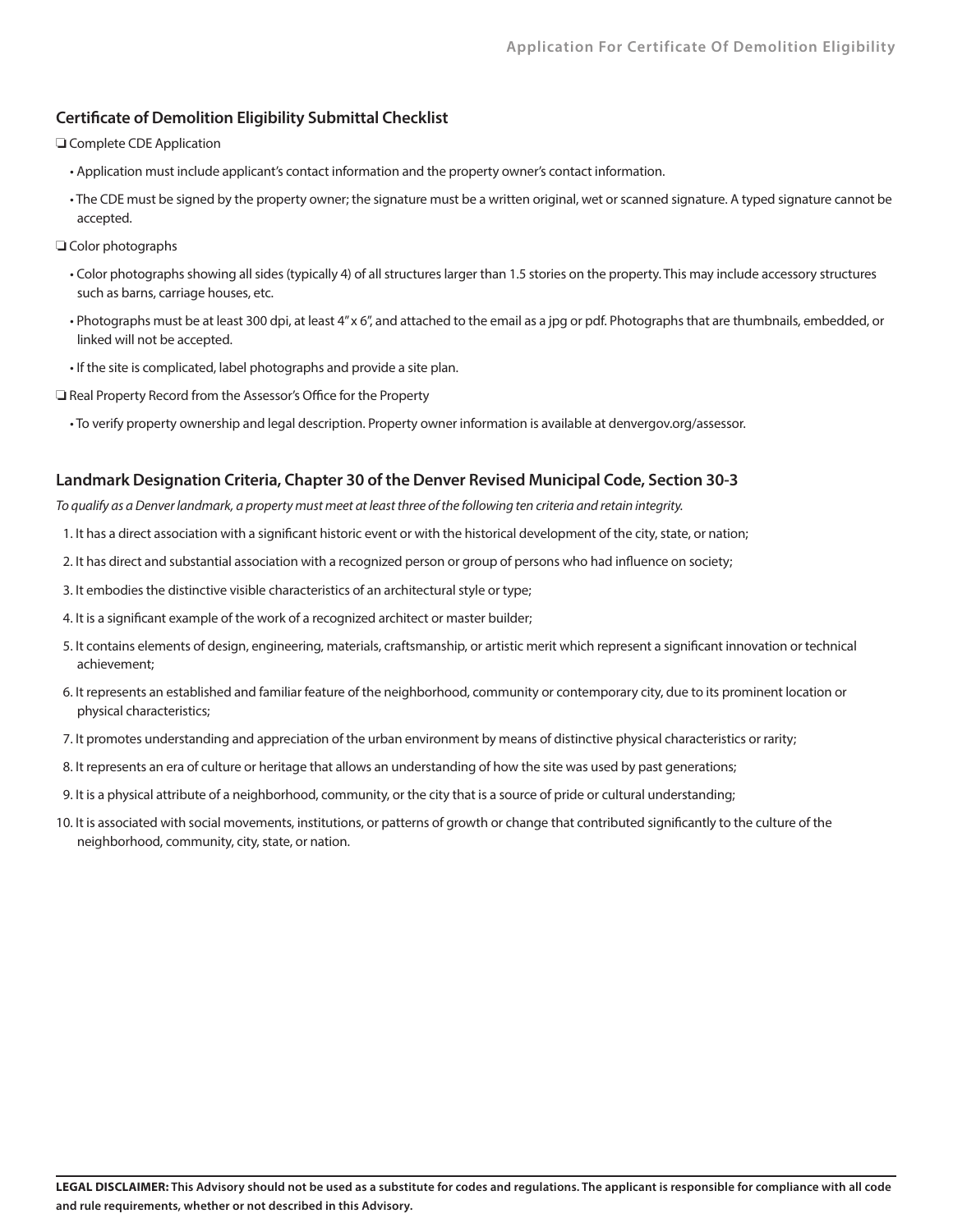## Certificate of Demolition Eligibility Submittal Checklist

❏ Complete CDE Application

- Application must include applicant's contact information and the property owner's contact information.
- The CDE must be signed by the property owner; the signature must be a written original, wet or scanned signature. A typed signature cannot be accepted.

❏ Color photographs

- Color photographs showing all sides (typically 4) of all structures larger than 1.5 stories on the property. This may include accessory structures such as barns, carriage houses, etc.
- Photographs must be at least 300 dpi, at least 4" x 6", and attached to the email as a jpg or pdf. Photographs that are thumbnails, embedded, or linked will not be accepted.
- If the site is complicated, label photographs and provide a site plan.

❏ Real Property Record from the Assessor's Office for the Property

- To verify property ownership and legal description. Property owner information is available at denvergov.org/assessor.

## Landmark Designation Criteria, Chapter 30 of the Denver Revised Municipal Code, Section 30-3

*To qualify as a Denver landmark, a property must meet at least three of the following ten criteria and retain integrity.*

1. It has a direct association with a significant historic event or with the historical development of the city, state, or nation;
2. It has direct and substantial association with a recognized person or group of persons who had influence on society;
3. It embodies the distinctive visible characteristics of an architectural style or type;
4. It is a significant example of the work of a recognized architect or master builder;
5. It contains elements of design, engineering, materials, craftsmanship, or artistic merit which represent a significant innovation or technical achievement;
6. It represents an established and familiar feature of the neighborhood, community or contemporary city, due to its prominent location or physical characteristics;
7. It promotes understanding and appreciation of the urban environment by means of distinctive physical characteristics or rarity;
8. It represents an era of culture or heritage that allows an understanding of how the site was used by past generations;
9. It is a physical attribute of a neighborhood, community, or the city that is a source of pride or cultural understanding;
10. It is associated with social movements, institutions, or patterns of growth or change that contributed significantly to the culture of the neighborhood, community, city, state, or nation.

**LEGAL DISCLAIMER: This Advisory should not be used as a substitute for codes and regulations. The applicant is responsible for compliance with all code and rule requirements, whether or not described in this Advisory.**